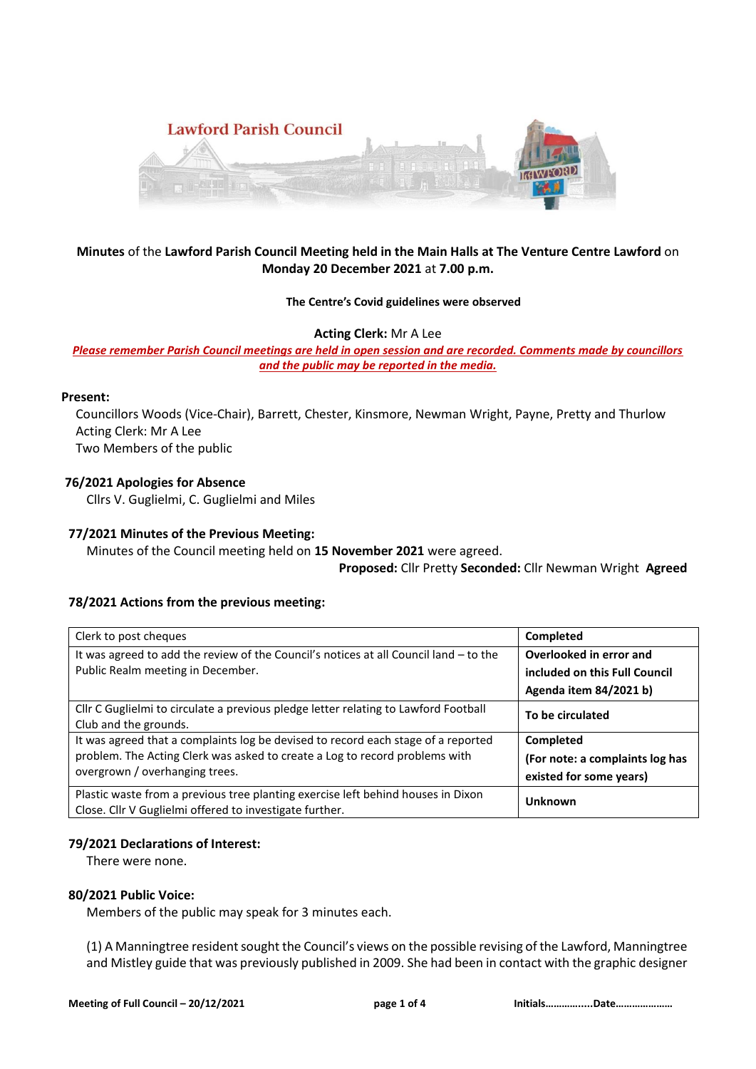Lawford Parish Council

**Minutes** of the **Lawford Parish Council Meeting held in the Main Halls at The Venture Centre Lawford** on **Monday 20 December 2021** at **7.00 p.m.**

**The Centre's Covid guidelines were observed**

**Acting Clerk:** Mr A Lee

***Please remember Parish Council meetings are held in open session and are recorded. Comments made by councillors and the public may be reported in the media.***

**Present:**

Councillors Woods (Vice-Chair), Barrett, Chester, Kinsmore, Newman Wright, Payne, Pretty and Thurlow
Acting Clerk: Mr A Lee
Two Members of the public

**76/2021 Apologies for Absence**

Cllrs V. Guglielmi, C. Guglielmi and Miles

**77/2021 Minutes of the Previous Meeting:**

Minutes of the Council meeting held on **15 November 2021** were agreed.

**Proposed:** Cllr Pretty **Seconded:** Cllr Newman Wright **Agreed**

**78/2021 Actions from the previous meeting:**

| Action | Status |
|---|---|
| Clerk to post cheques | **Completed** |
| It was agreed to add the review of the Council's notices at all Council land – to the Public Realm meeting in December. | **Overlooked in error and included on this Full Council Agenda item 84/2021 b)** |
| Cllr C Guglielmi to circulate a previous pledge letter relating to Lawford Football Club and the grounds. | **To be circulated** |
| It was agreed that a complaints log be devised to record each stage of a reported problem. The Acting Clerk was asked to create a Log to record problems with overgrown / overhanging trees. | **Completed (For note: a complaints log has existed for some years)** |
| Plastic waste from a previous tree planting exercise left behind houses in Dixon Close. Cllr V Guglielmi offered to investigate further. | **Unknown** |

**79/2021 Declarations of Interest:**

There were none.

**80/2021 Public Voice:**

Members of the public may speak for 3 minutes each.

(1) A Manningtree resident sought the Council's views on the possible revising of the Lawford, Manningtree and Mistley guide that was previously published in 2009. She had been in contact with the graphic designer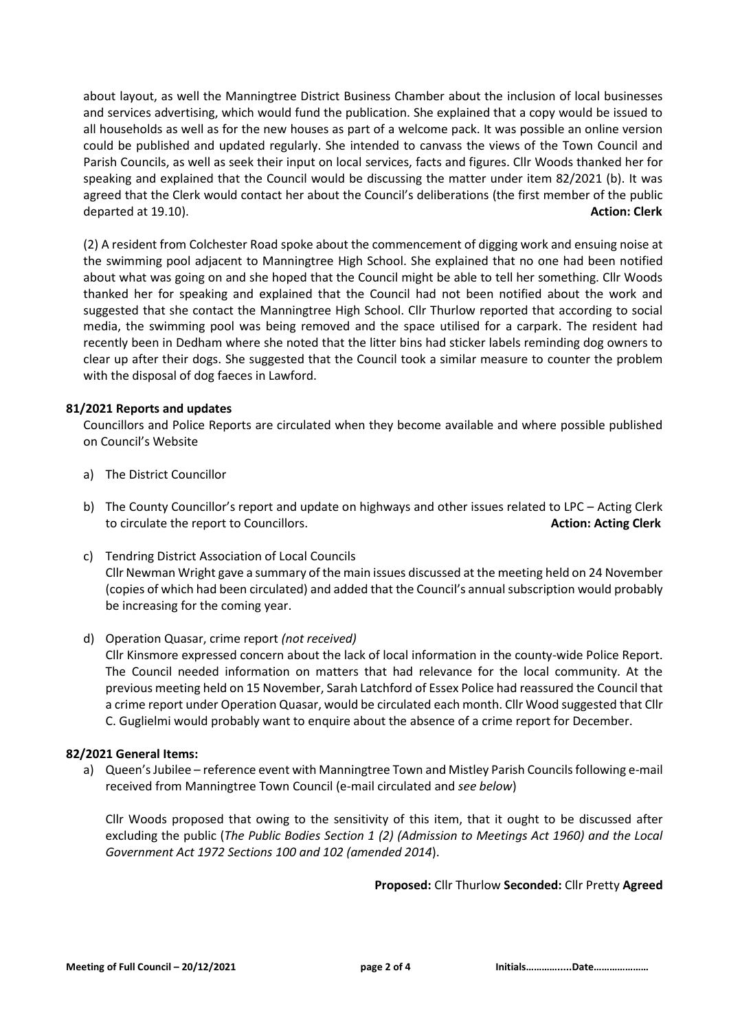about layout, as well the Manningtree District Business Chamber about the inclusion of local businesses and services advertising, which would fund the publication. She explained that a copy would be issued to all households as well as for the new houses as part of a welcome pack. It was possible an online version could be published and updated regularly. She intended to canvass the views of the Town Council and Parish Councils, as well as seek their input on local services, facts and figures. Cllr Woods thanked her for speaking and explained that the Council would be discussing the matter under item 82/2021 (b). It was agreed that the Clerk would contact her about the Council's deliberations (the first member of the public departed at 19.10). **Action: Clerk**

(2) A resident from Colchester Road spoke about the commencement of digging work and ensuing noise at the swimming pool adjacent to Manningtree High School. She explained that no one had been notified about what was going on and she hoped that the Council might be able to tell her something. Cllr Woods thanked her for speaking and explained that the Council had not been notified about the work and suggested that she contact the Manningtree High School. Cllr Thurlow reported that according to social media, the swimming pool was being removed and the space utilised for a carpark. The resident had recently been in Dedham where she noted that the litter bins had sticker labels reminding dog owners to clear up after their dogs. She suggested that the Council took a similar measure to counter the problem with the disposal of dog faeces in Lawford.

**81/2021 Reports and updates**

Councillors and Police Reports are circulated when they become available and where possible published on Council's Website

a) The District Councillor

b) The County Councillor's report and update on highways and other issues related to LPC – Acting Clerk to circulate the report to Councillors. **Action: Acting Clerk**

c) Tendring District Association of Local Councils
Cllr Newman Wright gave a summary of the main issues discussed at the meeting held on 24 November (copies of which had been circulated) and added that the Council's annual subscription would probably be increasing for the coming year.

d) Operation Quasar, crime report *(not received)*
Cllr Kinsmore expressed concern about the lack of local information in the county-wide Police Report. The Council needed information on matters that had relevance for the local community. At the previous meeting held on 15 November, Sarah Latchford of Essex Police had reassured the Council that a crime report under Operation Quasar, would be circulated each month. Cllr Wood suggested that Cllr C. Guglielmi would probably want to enquire about the absence of a crime report for December.

**82/2021 General Items:**

a) Queen's Jubilee – reference event with Manningtree Town and Mistley Parish Councils following e-mail received from Manningtree Town Council (e-mail circulated and *see below*)

Cllr Woods proposed that owing to the sensitivity of this item, that it ought to be discussed after excluding the public (*The Public Bodies Section 1 (2) (Admission to Meetings Act 1960) and the Local Government Act 1972 Sections 100 and 102 (amended 2014*).

**Proposed:** Cllr Thurlow **Seconded:** Cllr Pretty **Agreed**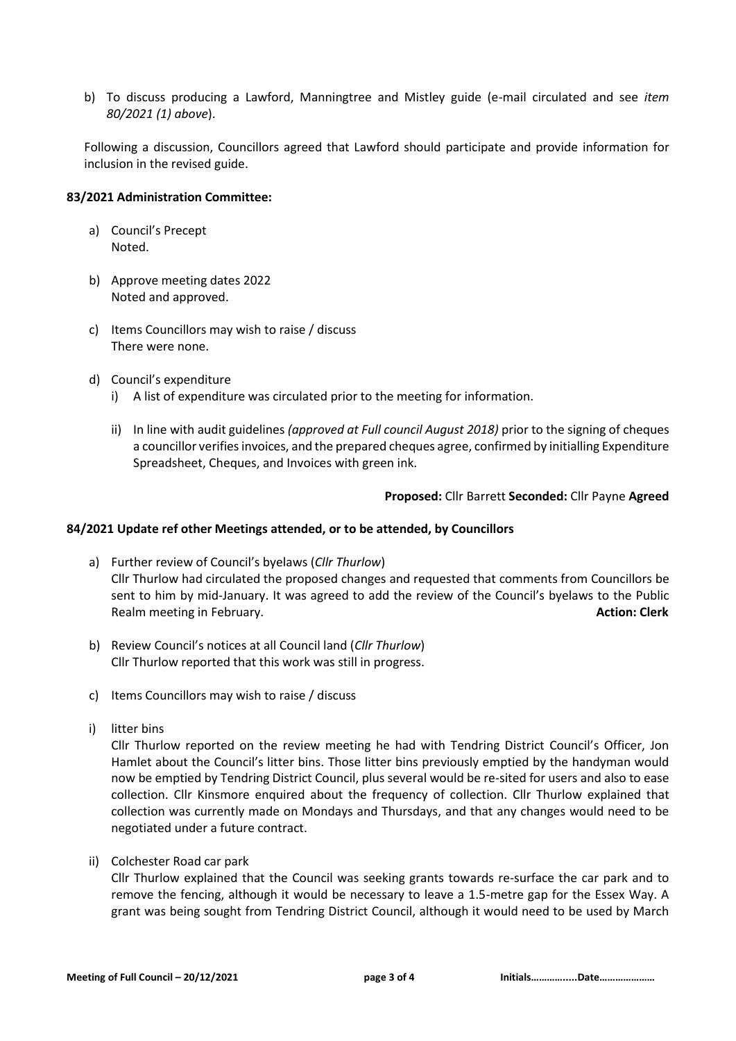b) To discuss producing a Lawford, Manningtree and Mistley guide (e-mail circulated and see *item 80/2021 (1) above*).

Following a discussion, Councillors agreed that Lawford should participate and provide information for inclusion in the revised guide.

**83/2021 Administration Committee:**

a) Council's Precept
   Noted.

b) Approve meeting dates 2022
   Noted and approved.

c) Items Councillors may wish to raise / discuss
   There were none.

d) Council's expenditure
   i) A list of expenditure was circulated prior to the meeting for information.

   ii) In line with audit guidelines *(approved at Full council August 2018)* prior to the signing of cheques a councillor verifies invoices, and the prepared cheques agree, confirmed by initialling Expenditure Spreadsheet, Cheques, and Invoices with green ink.

**Proposed:** Cllr Barrett **Seconded:** Cllr Payne **Agreed**

**84/2021 Update ref other Meetings attended, or to be attended, by Councillors**

a) Further review of Council's byelaws (*Cllr Thurlow*)
   Cllr Thurlow had circulated the proposed changes and requested that comments from Councillors be sent to him by mid-January. It was agreed to add the review of the Council's byelaws to the Public Realm meeting in February. **Action: Clerk**

b) Review Council's notices at all Council land (*Cllr Thurlow*)
   Cllr Thurlow reported that this work was still in progress.

c) Items Councillors may wish to raise / discuss

i) litter bins
   Cllr Thurlow reported on the review meeting he had with Tendring District Council's Officer, Jon Hamlet about the Council's litter bins. Those litter bins previously emptied by the handyman would now be emptied by Tendring District Council, plus several would be re-sited for users and also to ease collection. Cllr Kinsmore enquired about the frequency of collection. Cllr Thurlow explained that collection was currently made on Mondays and Thursdays, and that any changes would need to be negotiated under a future contract.

ii) Colchester Road car park
   Cllr Thurlow explained that the Council was seeking grants towards re-surface the car park and to remove the fencing, although it would be necessary to leave a 1.5-metre gap for the Essex Way. A grant was being sought from Tendring District Council, although it would need to be used by March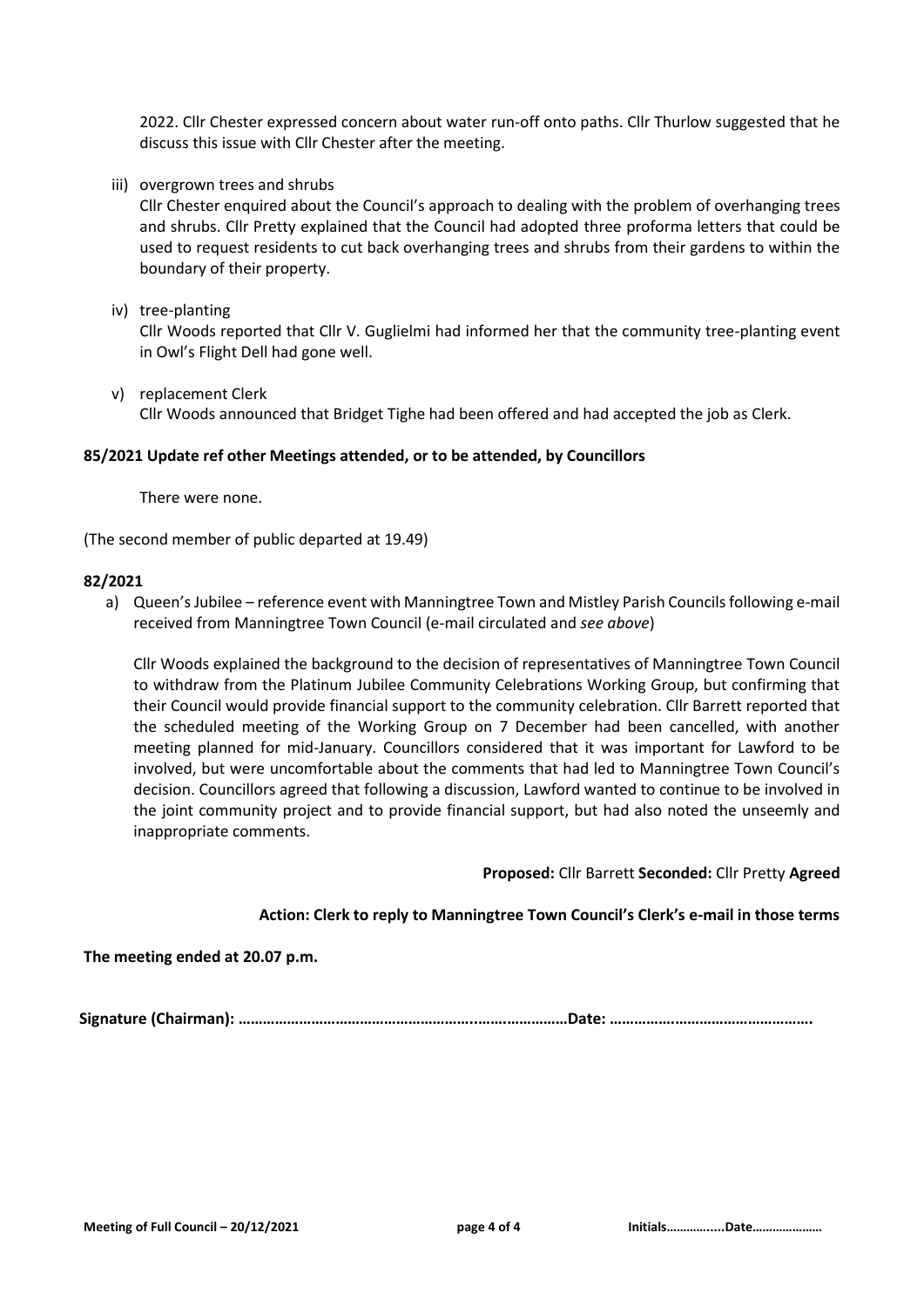2022. Cllr Chester expressed concern about water run-off onto paths. Cllr Thurlow suggested that he discuss this issue with Cllr Chester after the meeting.

iii) overgrown trees and shrubs
Cllr Chester enquired about the Council's approach to dealing with the problem of overhanging trees and shrubs. Cllr Pretty explained that the Council had adopted three proforma letters that could be used to request residents to cut back overhanging trees and shrubs from their gardens to within the boundary of their property.

iv) tree-planting
Cllr Woods reported that Cllr V. Guglielmi had informed her that the community tree-planting event in Owl's Flight Dell had gone well.

v) replacement Clerk
Cllr Woods announced that Bridget Tighe had been offered and had accepted the job as Clerk.

**85/2021 Update ref other Meetings attended, or to be attended, by Councillors**

There were none.

(The second member of public departed at 19.49)

**82/2021**

a) Queen's Jubilee – reference event with Manningtree Town and Mistley Parish Councils following e-mail received from Manningtree Town Council (e-mail circulated and *see above*)

Cllr Woods explained the background to the decision of representatives of Manningtree Town Council to withdraw from the Platinum Jubilee Community Celebrations Working Group, but confirming that their Council would provide financial support to the community celebration. Cllr Barrett reported that the scheduled meeting of the Working Group on 7 December had been cancelled, with another meeting planned for mid-January. Councillors considered that it was important for Lawford to be involved, but were uncomfortable about the comments that had led to Manningtree Town Council's decision. Councillors agreed that following a discussion, Lawford wanted to continue to be involved in the joint community project and to provide financial support, but had also noted the unseemly and inappropriate comments.

**Proposed:** Cllr Barrett **Seconded:** Cllr Pretty **Agreed**

**Action: Clerk to reply to Manningtree Town Council's Clerk's e-mail in those terms**

**The meeting ended at 20.07 p.m.**

**Signature (Chairman): ……………………………………………………..……..……………Date: …………….……………………………..**